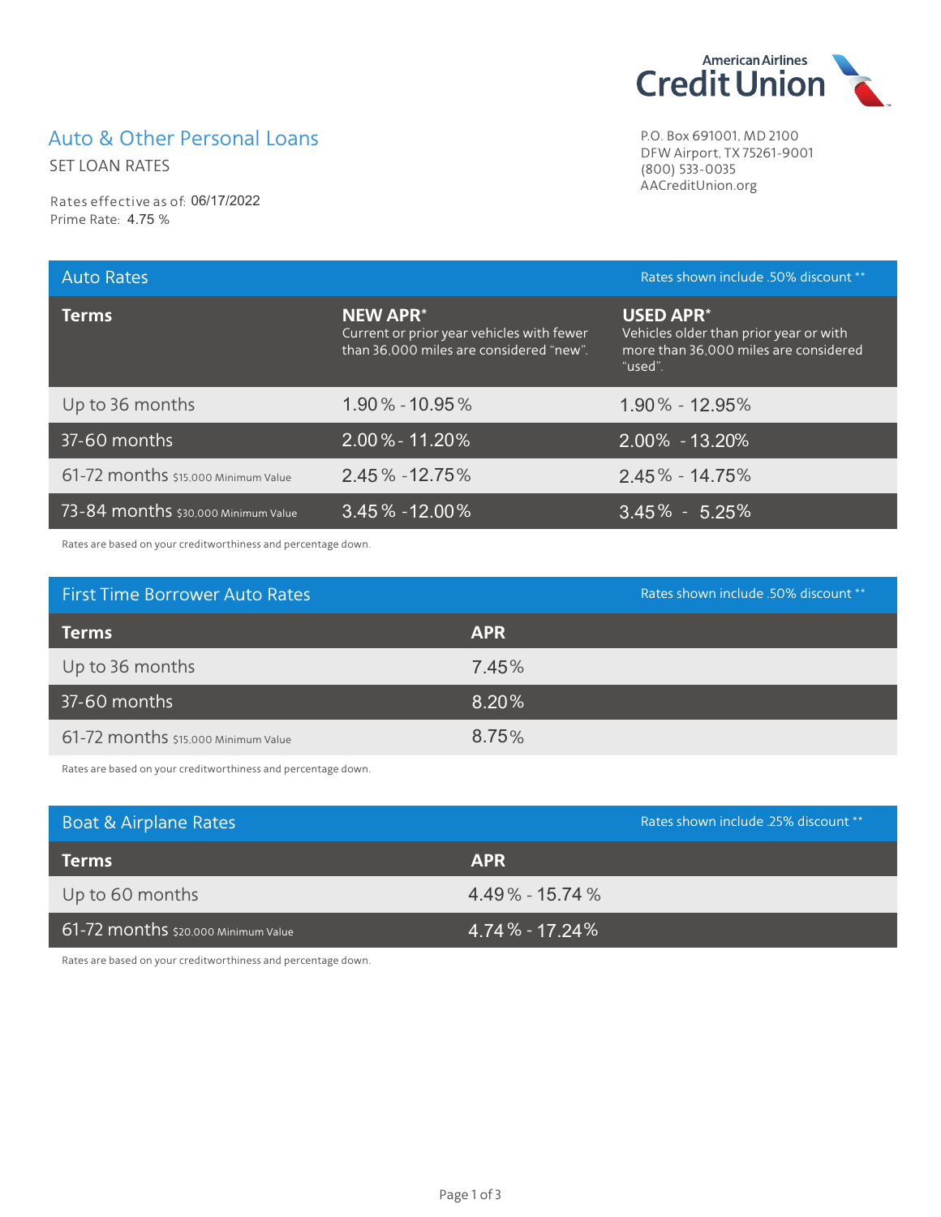American Airlines Credit Union

P.O. Box 691001, MD 2100
DFW Airport, TX 75261-9001
(800) 533-0035
AACreditUnion.org

# Auto & Other Personal Loans

SET LOAN RATES

Rates effective as of: 06/17/2022
Prime Rate: 4.75 %

## Auto Rates

Rates shown include .50% discount **

| Terms | NEW APR* Current or prior year vehicles with fewer than 36,000 miles are considered "new". | USED APR* Vehicles older than prior year or with more than 36,000 miles are considered "used". |
|---|---|---|
| Up to 36 months | 1.90 % - 10.95 % | 1.90 % - 12.95% |
| 37-60 months | 2.00 % - 11.20% | 2.00% - 13.20% |
| 61-72 months $15,000 Minimum Value | 2.45 % -12.75% | 2.45 % - 14.75% |
| 73-84 months $30,000 Minimum Value | 3.45 % -12.00% | 3.45 % - 5.25% |

Rates are based on your creditworthiness and percentage down.

## First Time Borrower Auto Rates

Rates shown include .50% discount **

| Terms | APR |
|---|---|
| Up to 36 months | 7.45% |
| 37-60 months | 8.20% |
| 61-72 months $15,000 Minimum Value | 8.75% |

Rates are based on your creditworthiness and percentage down.

## Boat & Airplane Rates

Rates shown include .25% discount **

| Terms | APR |
|---|---|
| Up to 60 months | 4.49 % - 15.74 % |
| 61-72 months $20,000 Minimum Value | 4.74 % - 17.24% |

Rates are based on your creditworthiness and percentage down.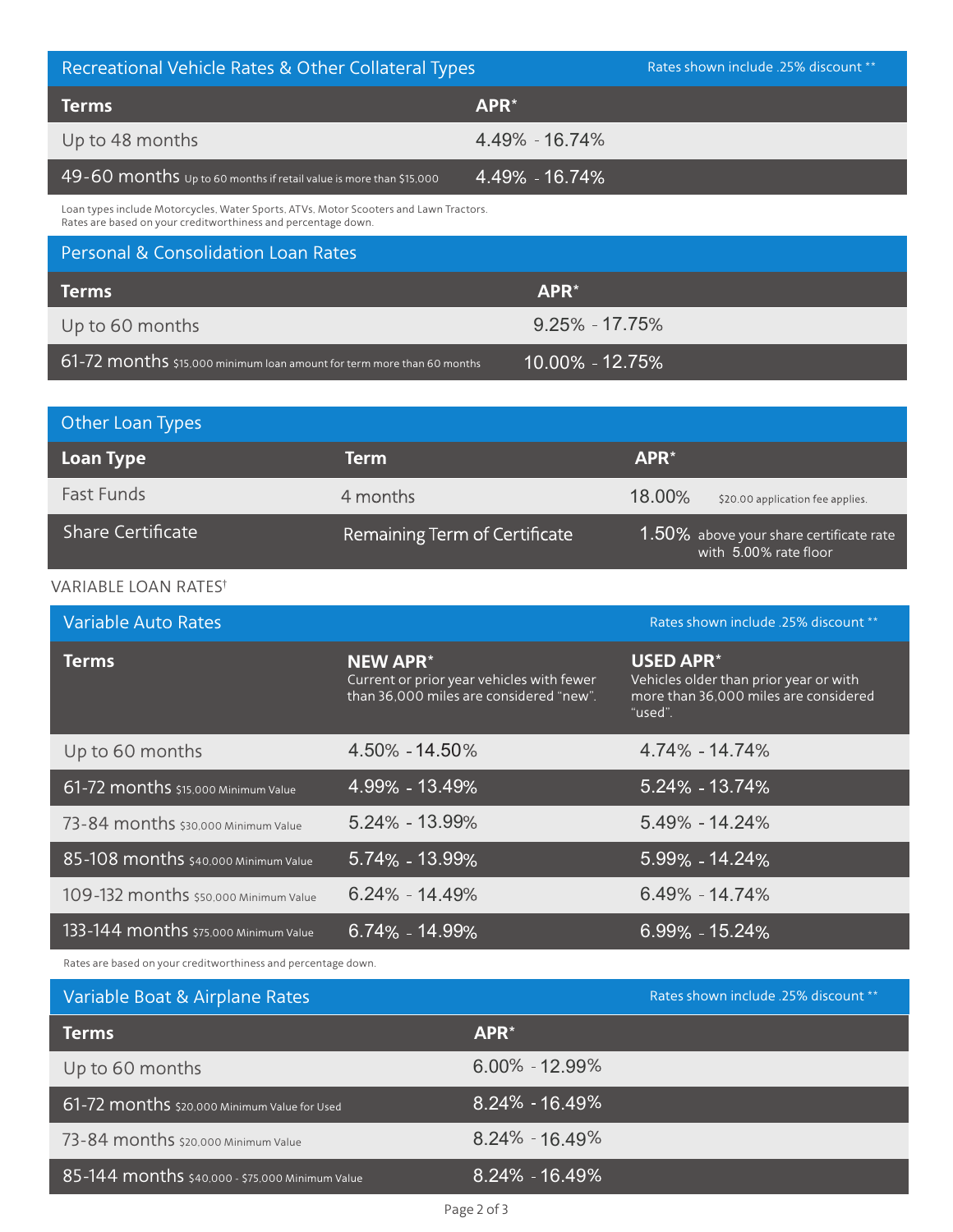## Recreational Vehicle Rates & Other Collateral Types

Rates shown include .25% discount **

| Terms | APR* |
|---|---|
| Up to 48 months | 4.49% - 16.74% |
| 49-60 months Up to 60 months if retail value is more than $15,000 | 4.49% - 16.74% |

Loan types include Motorcycles, Water Sports, ATVs, Motor Scooters and Lawn Tractors.
Rates are based on your creditworthiness and percentage down.

## Personal & Consolidation Loan Rates

| Terms | APR* |
|---|---|
| Up to 60 months | 9.25% - 17.75% |
| 61-72 months $15,000 minimum loan amount for term more than 60 months | 10.00% - 12.75% |

## Other Loan Types

| Loan Type | Term | APR* |
|---|---|---|
| Fast Funds | 4 months | 18.00% $20.00 application fee applies. |
| Share Certificate | Remaining Term of Certificate | 1.50% above your share certificate rate with 5.00% rate floor |

VARIABLE LOAN RATES†

## Variable Auto Rates

Rates shown include .25% discount **

| Terms | NEW APR* Current or prior year vehicles with fewer than 36,000 miles are considered "new". | USED APR* Vehicles older than prior year or with more than 36,000 miles are considered "used". |
|---|---|---|
| Up to 60 months | 4.50% - 14.50% | 4.74% - 14.74% |
| 61-72 months $15,000 Minimum Value | 4.99% - 13.49% | 5.24% - 13.74% |
| 73-84 months $30,000 Minimum Value | 5.24% - 13.99% | 5.49% - 14.24% |
| 85-108 months $40,000 Minimum Value | 5.74% - 13.99% | 5.99% - 14.24% |
| 109-132 months $50,000 Minimum Value | 6.24% - 14.49% | 6.49% - 14.74% |
| 133-144 months $75,000 Minimum Value | 6.74% - 14.99% | 6.99% - 15.24% |

Rates are based on your creditworthiness and percentage down.

## Variable Boat & Airplane Rates

Rates shown include .25% discount **

| Terms | APR* |
|---|---|
| Up to 60 months | 6.00% - 12.99% |
| 61-72 months $20,000 Minimum Value for Used | 8.24% - 16.49% |
| 73-84 months $20,000 Minimum Value | 8.24% - 16.49% |
| 85-144 months $40,000 - $75,000 Minimum Value | 8.24% - 16.49% |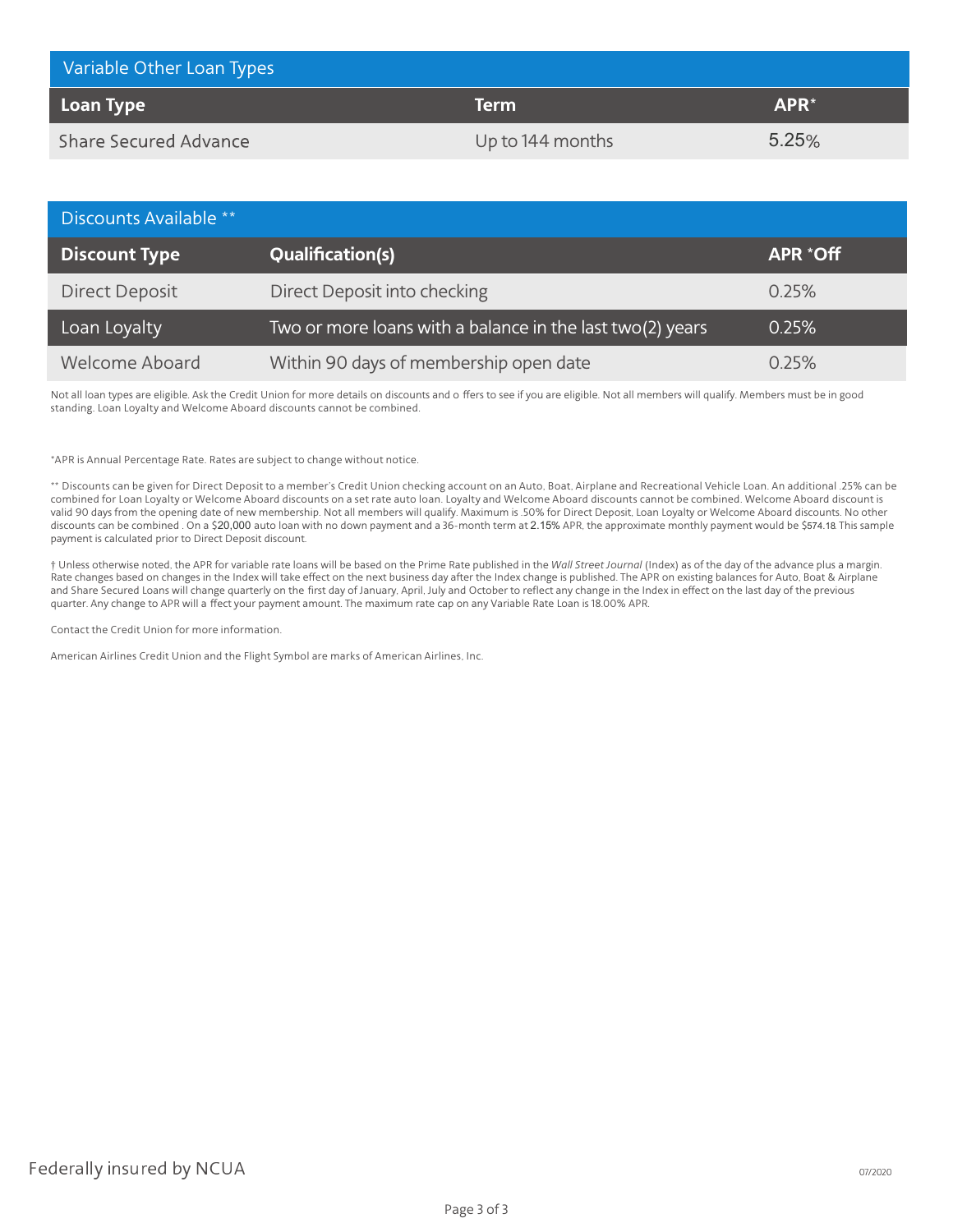## Variable Other Loan Types

| Loan Type | Term | APR* |
|---|---|---|
| Share Secured Advance | Up to 144 months | 5.25% |

## Discounts Available **

| Discount Type | Qualification(s) | APR *Off |
|---|---|---|
| Direct Deposit | Direct Deposit into checking | 0.25% |
| Loan Loyalty | Two or more loans with a balance in the last two(2) years | 0.25% |
| Welcome Aboard | Within 90 days of membership open date | 0.25% |

Not all loan types are eligible. Ask the Credit Union for more details on discounts and o ffers to see if you are eligible. Not all members will qualify. Members must be in good standing. Loan Loyalty and Welcome Aboard discounts cannot be combined.

*APR is Annual Percentage Rate. Rates are subject to change without notice.

** Discounts can be given for Direct Deposit to a member's Credit Union checking account on an Auto, Boat, Airplane and Recreational Vehicle Loan. An additional .25% can be combined for Loan Loyalty or Welcome Aboard discounts on a set rate auto loan. Loyalty and Welcome Aboard discounts cannot be combined. Welcome Aboard discount is valid 90 days from the opening date of new membership. Not all members will qualify. Maximum is .50% for Direct Deposit, Loan Loyalty or Welcome Aboard discounts. No other discounts can be combined . On a $20,000 auto loan with no down payment and a 36-month term at 2.15% APR, the approximate monthly payment would be $574.18. This sample payment is calculated prior to Direct Deposit discount.

† Unless otherwise noted, the APR for variable rate loans will be based on the Prime Rate published in the *Wall Street Journal* (Index) as of the day of the advance plus a margin. Rate changes based on changes in the Index will take effect on the next business day after the Index change is published. The APR on existing balances for Auto, Boat & Airplane and Share Secured Loans will change quarterly on the first day of January, April, July and October to reflect any change in the Index in effect on the last day of the previous quarter. Any change to APR will a ffect your payment amount. The maximum rate cap on any Variable Rate Loan is 18.00% APR.

Contact the Credit Union for more information.

American Airlines Credit Union and the Flight Symbol are marks of American Airlines, Inc.

Federally insured by NCUA

07/2020